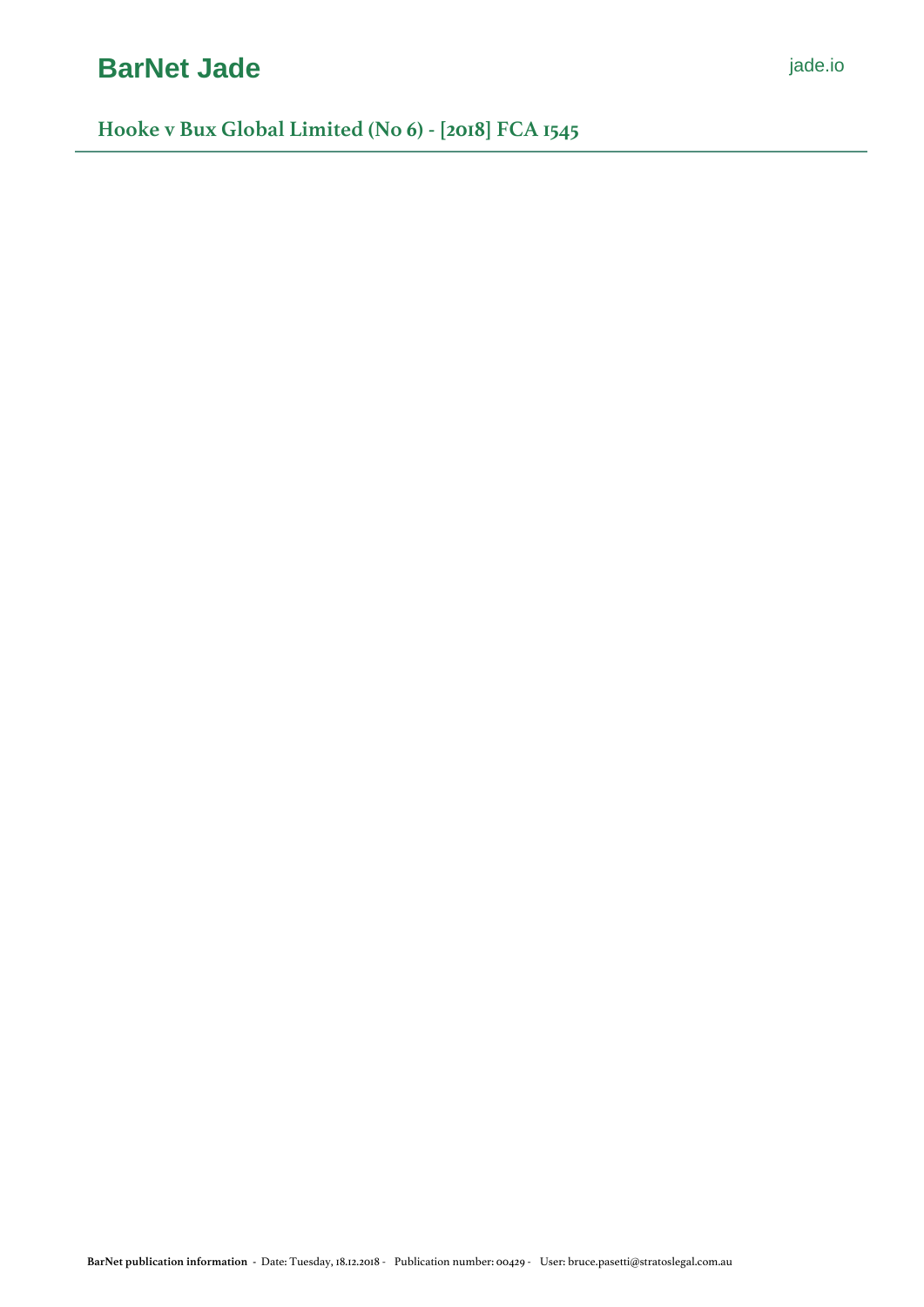# Hooke v Bux Global Limited (No 6) - [2018] FCA 1545

**BarNet publication information** - Date: Tuesday, 18.12.2018 - Publication number: 00429 - User: bruce.pasetti@stratoslegal.com.au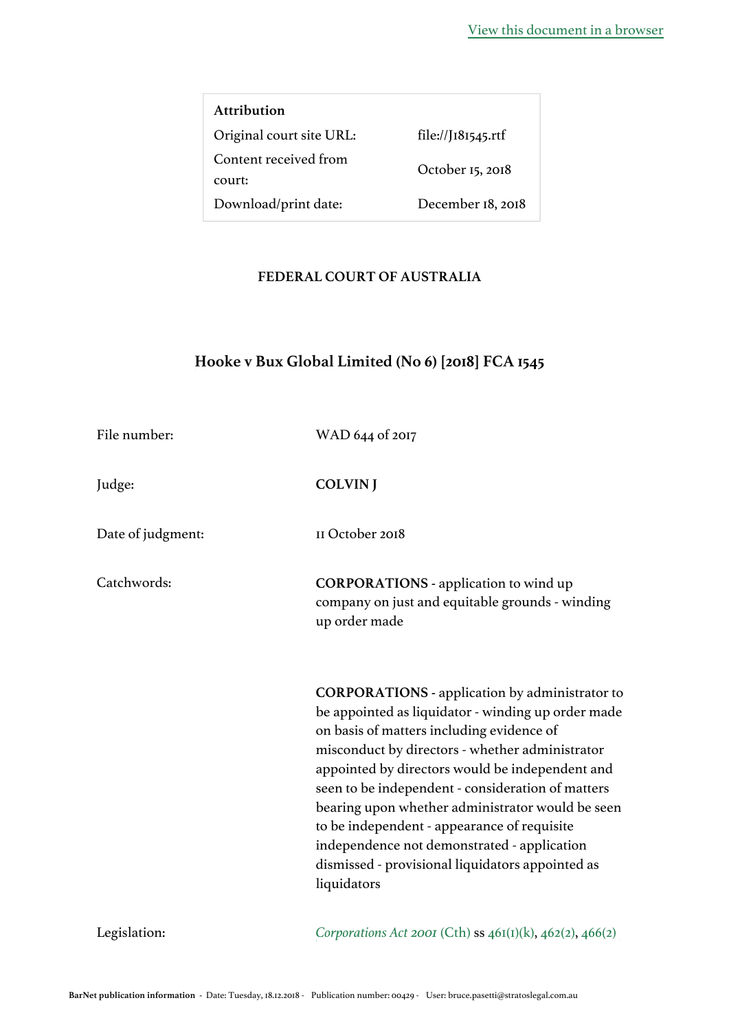View this document in a browser

| Attribution | |
|---|---|
| Original court site URL: | file://J181545.rtf |
| Content received from court: | October 15, 2018 |
| Download/print date: | December 18, 2018 |

**FEDERAL COURT OF AUSTRALIA**

## Hooke v Bux Global Limited (No 6) [2018] FCA 1545

| | |
|---|---|
| File number: | WAD 644 of 2017 |
| Judge: | **COLVIN J** |
| Date of judgment: | 11 October 2018 |
| Catchwords: | **CORPORATIONS** - application to wind up company on just and equitable grounds - winding up order made |
| | **CORPORATIONS** - application by administrator to be appointed as liquidator - winding up order made on basis of matters including evidence of misconduct by directors - whether administrator appointed by directors would be independent and seen to be independent - consideration of matters bearing upon whether administrator would be seen to be independent - appearance of requisite independence not demonstrated - application dismissed - provisional liquidators appointed as liquidators |
| Legislation: | *Corporations Act 2001* (Cth) ss 461(1)(k), 462(2), 466(2) |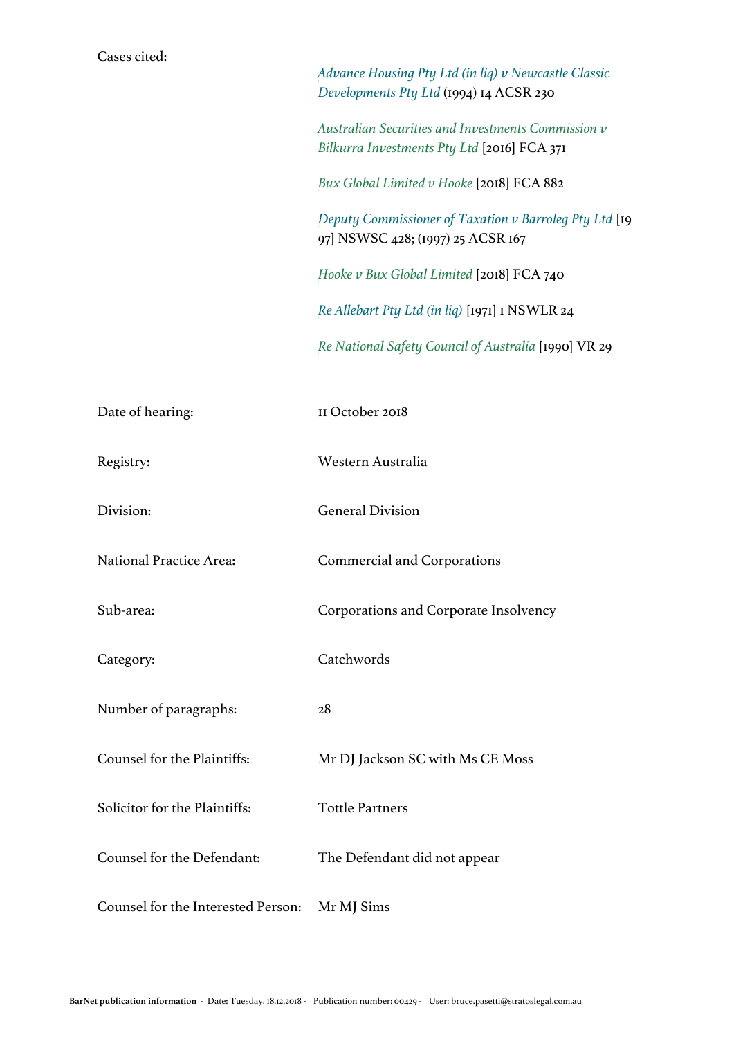| | |
|---|---|
| Cases cited: | *Advance Housing Pty Ltd (in liq) v Newcastle Classic Developments Pty Ltd* (1994) 14 ACSR 230 |
| | *Australian Securities and Investments Commission v Bilkurra Investments Pty Ltd* [2016] FCA 371 |
| | *Bux Global Limited v Hooke* [2018] FCA 882 |
| | *Deputy Commissioner of Taxation v Barroleg Pty Ltd* [1997] NSWSC 428; (1997) 25 ACSR 167 |
| | *Hooke v Bux Global Limited* [2018] FCA 740 |
| | *Re Allebart Pty Ltd (in liq)* [1971] 1 NSWLR 24 |
| | *Re National Safety Council of Australia* [1990] VR 29 |
| Date of hearing: | 11 October 2018 |
| Registry: | Western Australia |
| Division: | General Division |
| National Practice Area: | Commercial and Corporations |
| Sub-area: | Corporations and Corporate Insolvency |
| Category: | Catchwords |
| Number of paragraphs: | 28 |
| Counsel for the Plaintiffs: | Mr DJ Jackson SC with Ms CE Moss |
| Solicitor for the Plaintiffs: | Tottle Partners |
| Counsel for the Defendant: | The Defendant did not appear |
| Counsel for the Interested Person: | Mr MJ Sims |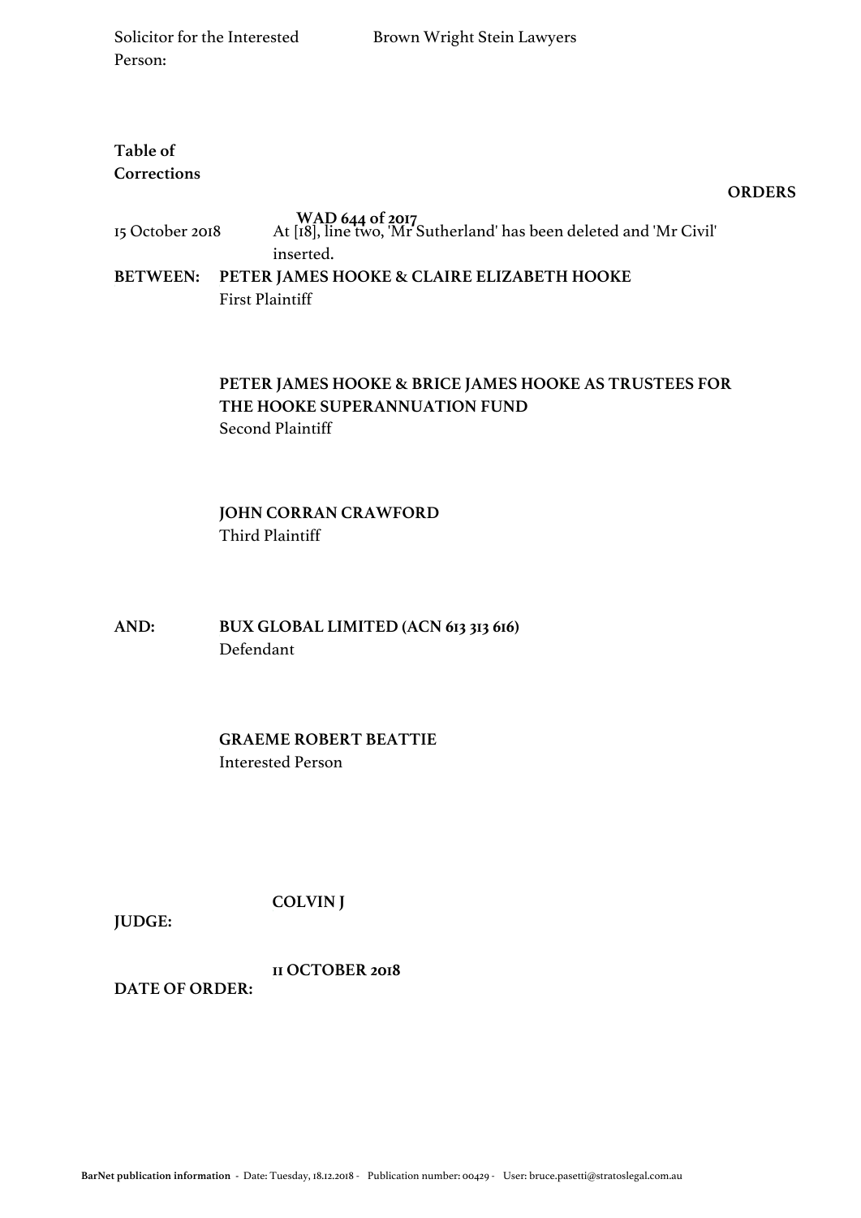Solicitor for the Interested Person: Brown Wright Stein Lawyers

**Table of Corrections**

| | |
|---|---|
| 15 October 2018 | At [18], line two, 'Mr Sutherland' has been deleted and 'Mr Civil' inserted. |

**ORDERS**

**WAD 644 of 2017**

**BETWEEN: PETER JAMES HOOKE & CLAIRE ELIZABETH HOOKE**
First Plaintiff

**PETER JAMES HOOKE & BRICE JAMES HOOKE AS TRUSTEES FOR THE HOOKE SUPERANNUATION FUND**
Second Plaintiff

**JOHN CORRAN CRAWFORD**
Third Plaintiff

**AND: BUX GLOBAL LIMITED (ACN 613 313 616)**
Defendant

**GRAEME ROBERT BEATTIE**
Interested Person

**JUDGE:** **COLVIN J**

**DATE OF ORDER:** **11 OCTOBER 2018**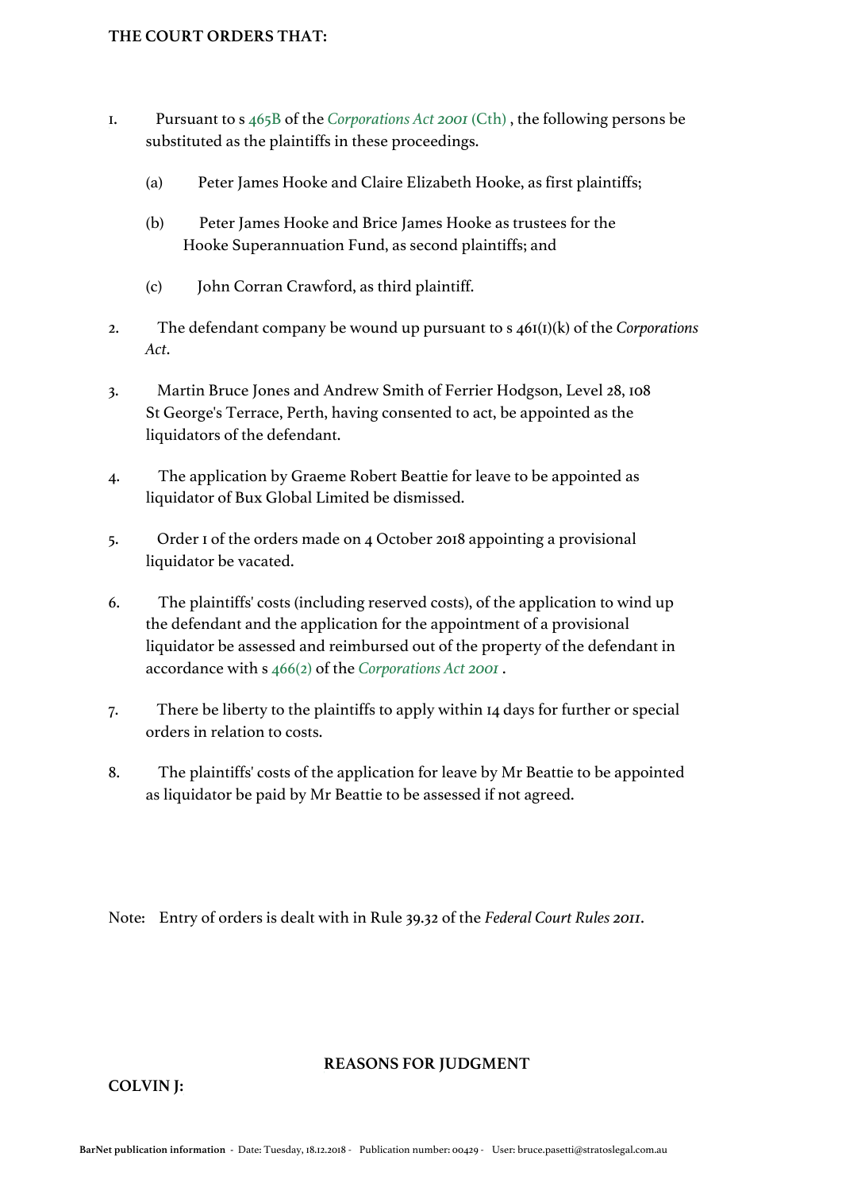**THE COURT ORDERS THAT:**

1. Pursuant to s 465B of the *Corporations Act 2001* (Cth) , the following persons be substituted as the plaintiffs in these proceedings.

   (a) Peter James Hooke and Claire Elizabeth Hooke, as first plaintiffs;

   (b) Peter James Hooke and Brice James Hooke as trustees for the Hooke Superannuation Fund, as second plaintiffs; and

   (c) John Corran Crawford, as third plaintiff.

2. The defendant company be wound up pursuant to s 461(1)(k) of the *Corporations Act*.

3. Martin Bruce Jones and Andrew Smith of Ferrier Hodgson, Level 28, 108 St George's Terrace, Perth, having consented to act, be appointed as the liquidators of the defendant.

4. The application by Graeme Robert Beattie for leave to be appointed as liquidator of Bux Global Limited be dismissed.

5. Order 1 of the orders made on 4 October 2018 appointing a provisional liquidator be vacated.

6. The plaintiffs' costs (including reserved costs), of the application to wind up the defendant and the application for the appointment of a provisional liquidator be assessed and reimbursed out of the property of the defendant in accordance with s 466(2) of the *Corporations Act 2001* .

7. There be liberty to the plaintiffs to apply within 14 days for further or special orders in relation to costs.

8. The plaintiffs' costs of the application for leave by Mr Beattie to be appointed as liquidator be paid by Mr Beattie to be assessed if not agreed.

Note: Entry of orders is dealt with in Rule 39.32 of the *Federal Court Rules 2011*.

## REASONS FOR JUDGMENT

**COLVIN J:**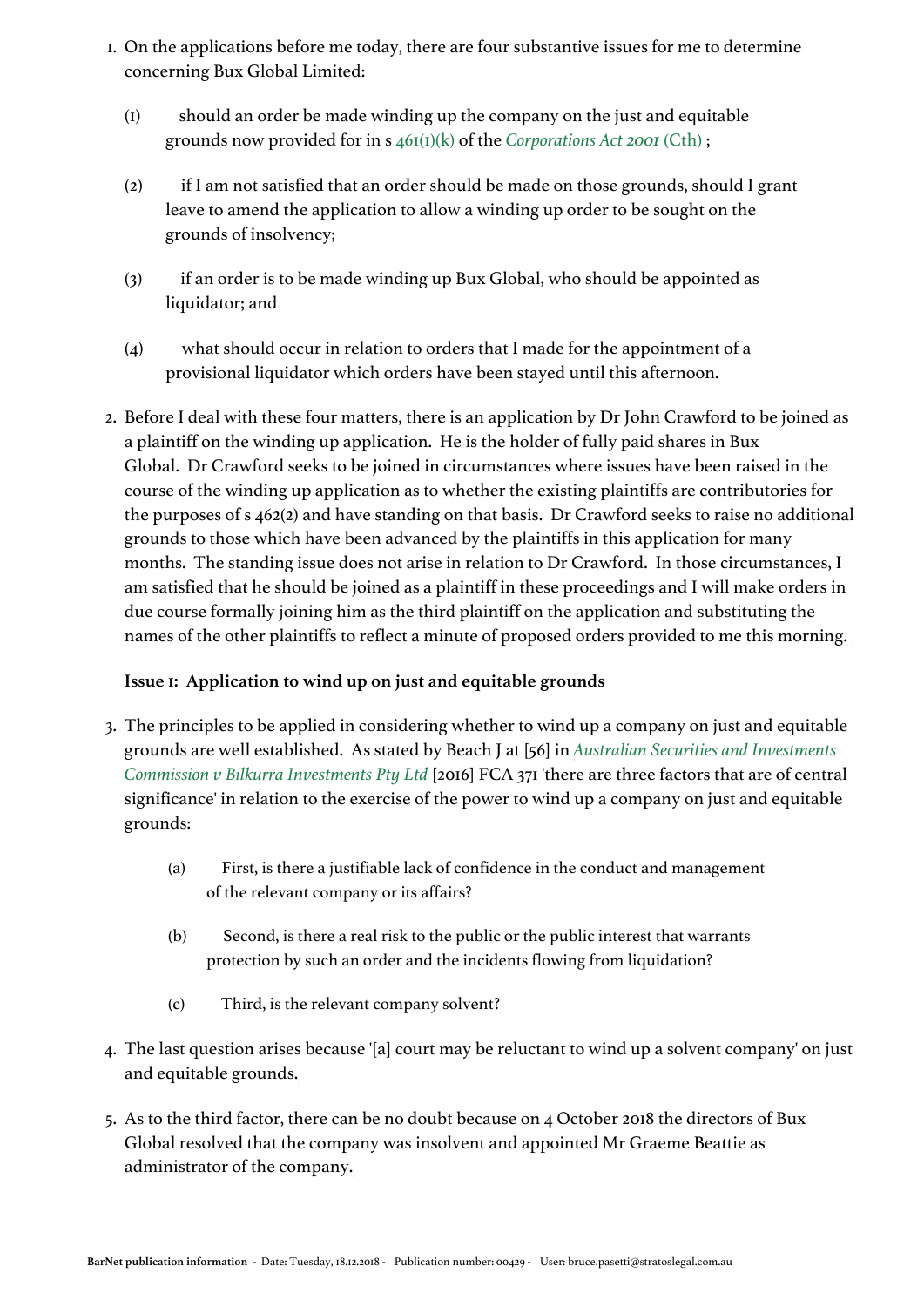1. On the applications before me today, there are four substantive issues for me to determine concerning Bux Global Limited:

   (1) should an order be made winding up the company on the just and equitable grounds now provided for in s 461(1)(k) of the *Corporations Act 2001* (Cth) ;

   (2) if I am not satisfied that an order should be made on those grounds, should I grant leave to amend the application to allow a winding up order to be sought on the grounds of insolvency;

   (3) if an order is to be made winding up Bux Global, who should be appointed as liquidator; and

   (4) what should occur in relation to orders that I made for the appointment of a provisional liquidator which orders have been stayed until this afternoon.

2. Before I deal with these four matters, there is an application by Dr John Crawford to be joined as a plaintiff on the winding up application. He is the holder of fully paid shares in Bux Global. Dr Crawford seeks to be joined in circumstances where issues have been raised in the course of the winding up application as to whether the existing plaintiffs are contributories for the purposes of s 462(2) and have standing on that basis. Dr Crawford seeks to raise no additional grounds to those which have been advanced by the plaintiffs in this application for many months. The standing issue does not arise in relation to Dr Crawford. In those circumstances, I am satisfied that he should be joined as a plaintiff in these proceedings and I will make orders in due course formally joining him as the third plaintiff on the application and substituting the names of the other plaintiffs to reflect a minute of proposed orders provided to me this morning.

**Issue 1: Application to wind up on just and equitable grounds**

3. The principles to be applied in considering whether to wind up a company on just and equitable grounds are well established. As stated by Beach J at [56] in *Australian Securities and Investments Commission v Bilkurra Investments Pty Ltd* [2016] FCA 371 'there are three factors that are of central significance' in relation to the exercise of the power to wind up a company on just and equitable grounds:

   (a) First, is there a justifiable lack of confidence in the conduct and management of the relevant company or its affairs?

   (b) Second, is there a real risk to the public or the public interest that warrants protection by such an order and the incidents flowing from liquidation?

   (c) Third, is the relevant company solvent?

4. The last question arises because '[a] court may be reluctant to wind up a solvent company' on just and equitable grounds.

5. As to the third factor, there can be no doubt because on 4 October 2018 the directors of Bux Global resolved that the company was insolvent and appointed Mr Graeme Beattie as administrator of the company.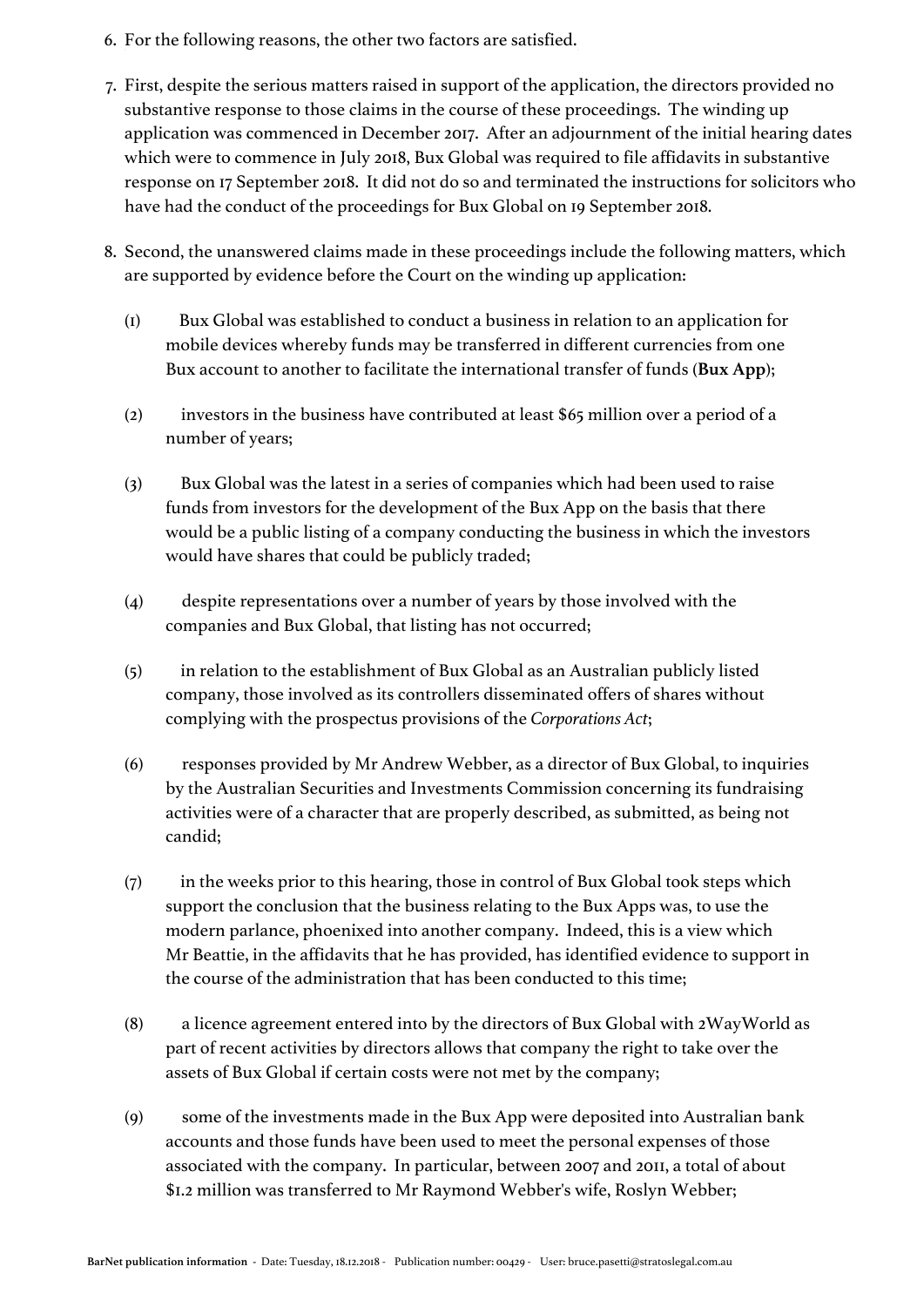6. For the following reasons, the other two factors are satisfied.

7. First, despite the serious matters raised in support of the application, the directors provided no substantive response to those claims in the course of these proceedings. The winding up application was commenced in December 2017. After an adjournment of the initial hearing dates which were to commence in July 2018, Bux Global was required to file affidavits in substantive response on 17 September 2018. It did not do so and terminated the instructions for solicitors who have had the conduct of the proceedings for Bux Global on 19 September 2018.

8. Second, the unanswered claims made in these proceedings include the following matters, which are supported by evidence before the Court on the winding up application:

   (1) Bux Global was established to conduct a business in relation to an application for mobile devices whereby funds may be transferred in different currencies from one Bux account to another to facilitate the international transfer of funds (**Bux App**);

   (2) investors in the business have contributed at least $65 million over a period of a number of years;

   (3) Bux Global was the latest in a series of companies which had been used to raise funds from investors for the development of the Bux App on the basis that there would be a public listing of a company conducting the business in which the investors would have shares that could be publicly traded;

   (4) despite representations over a number of years by those involved with the companies and Bux Global, that listing has not occurred;

   (5) in relation to the establishment of Bux Global as an Australian publicly listed company, those involved as its controllers disseminated offers of shares without complying with the prospectus provisions of the *Corporations Act*;

   (6) responses provided by Mr Andrew Webber, as a director of Bux Global, to inquiries by the Australian Securities and Investments Commission concerning its fundraising activities were of a character that are properly described, as submitted, as being not candid;

   (7) in the weeks prior to this hearing, those in control of Bux Global took steps which support the conclusion that the business relating to the Bux Apps was, to use the modern parlance, phoenixed into another company. Indeed, this is a view which Mr Beattie, in the affidavits that he has provided, has identified evidence to support in the course of the administration that has been conducted to this time;

   (8) a licence agreement entered into by the directors of Bux Global with 2WayWorld as part of recent activities by directors allows that company the right to take over the assets of Bux Global if certain costs were not met by the company;

   (9) some of the investments made in the Bux App were deposited into Australian bank accounts and those funds have been used to meet the personal expenses of those associated with the company. In particular, between 2007 and 2011, a total of about $1.2 million was transferred to Mr Raymond Webber's wife, Roslyn Webber;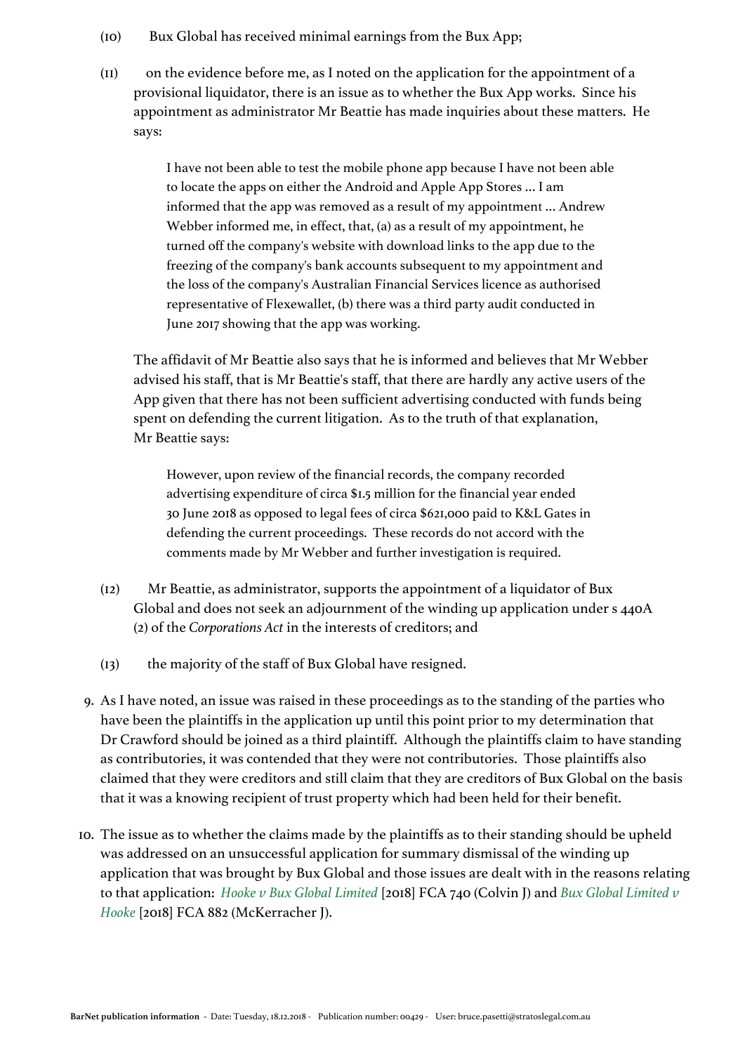(10) Bux Global has received minimal earnings from the Bux App;

(11) on the evidence before me, as I noted on the application for the appointment of a provisional liquidator, there is an issue as to whether the Bux App works. Since his appointment as administrator Mr Beattie has made inquiries about these matters. He says:

> I have not been able to test the mobile phone app because I have not been able to locate the apps on either the Android and Apple App Stores ... I am informed that the app was removed as a result of my appointment ... Andrew Webber informed me, in effect, that, (a) as a result of my appointment, he turned off the company's website with download links to the app due to the freezing of the company's bank accounts subsequent to my appointment and the loss of the company's Australian Financial Services licence as authorised representative of Flexewallet, (b) there was a third party audit conducted in June 2017 showing that the app was working.

The affidavit of Mr Beattie also says that he is informed and believes that Mr Webber advised his staff, that is Mr Beattie's staff, that there are hardly any active users of the App given that there has not been sufficient advertising conducted with funds being spent on defending the current litigation. As to the truth of that explanation, Mr Beattie says:

> However, upon review of the financial records, the company recorded advertising expenditure of circa $1.5 million for the financial year ended 30 June 2018 as opposed to legal fees of circa $621,000 paid to K&L Gates in defending the current proceedings. These records do not accord with the comments made by Mr Webber and further investigation is required.

(12) Mr Beattie, as administrator, supports the appointment of a liquidator of Bux Global and does not seek an adjournment of the winding up application under s 440A (2) of the *Corporations Act* in the interests of creditors; and

(13) the majority of the staff of Bux Global have resigned.

9. As I have noted, an issue was raised in these proceedings as to the standing of the parties who have been the plaintiffs in the application up until this point prior to my determination that Dr Crawford should be joined as a third plaintiff. Although the plaintiffs claim to have standing as contributories, it was contended that they were not contributories. Those plaintiffs also claimed that they were creditors and still claim that they are creditors of Bux Global on the basis that it was a knowing recipient of trust property which had been held for their benefit.

10. The issue as to whether the claims made by the plaintiffs as to their standing should be upheld was addressed on an unsuccessful application for summary dismissal of the winding up application that was brought by Bux Global and those issues are dealt with in the reasons relating to that application: *Hooke v Bux Global Limited* [2018] FCA 740 (Colvin J) and *Bux Global Limited v Hooke* [2018] FCA 882 (McKerracher J).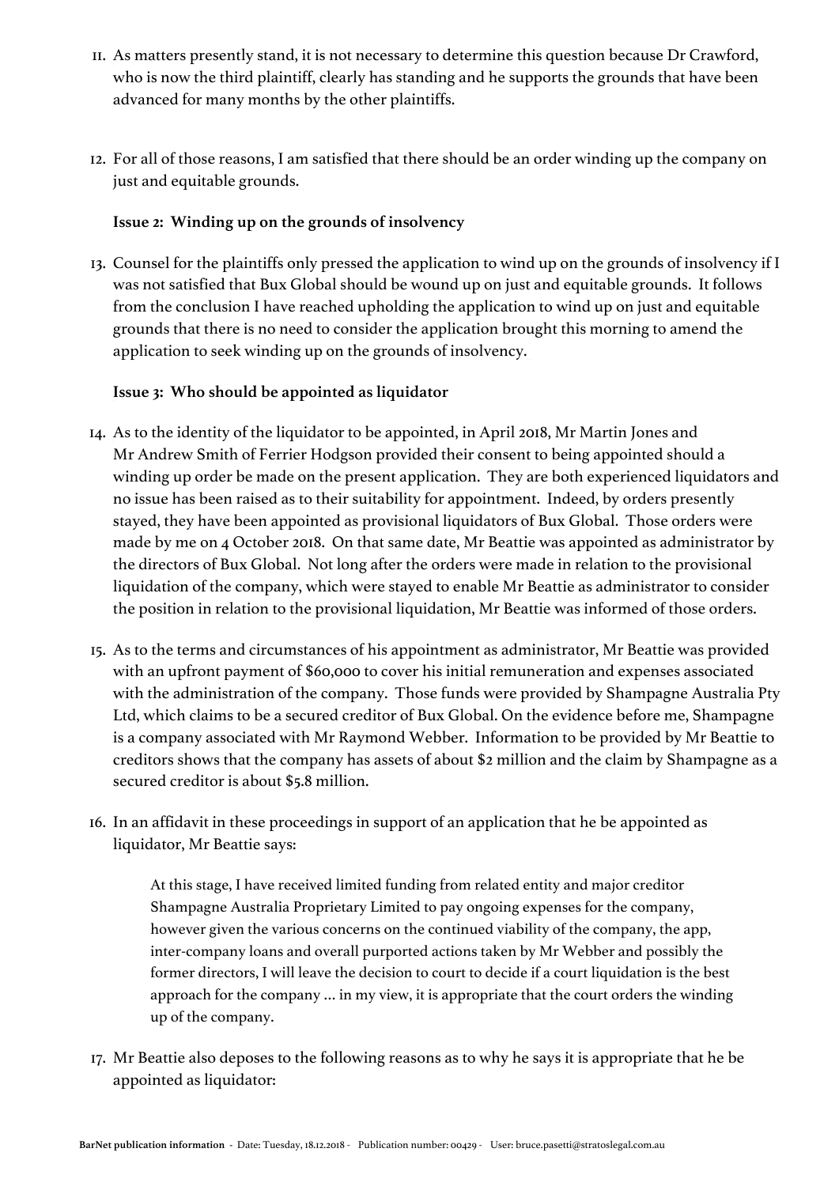11. As matters presently stand, it is not necessary to determine this question because Dr Crawford, who is now the third plaintiff, clearly has standing and he supports the grounds that have been advanced for many months by the other plaintiffs.

12. For all of those reasons, I am satisfied that there should be an order winding up the company on just and equitable grounds.

**Issue 2: Winding up on the grounds of insolvency**

13. Counsel for the plaintiffs only pressed the application to wind up on the grounds of insolvency if I was not satisfied that Bux Global should be wound up on just and equitable grounds. It follows from the conclusion I have reached upholding the application to wind up on just and equitable grounds that there is no need to consider the application brought this morning to amend the application to seek winding up on the grounds of insolvency.

**Issue 3: Who should be appointed as liquidator**

14. As to the identity of the liquidator to be appointed, in April 2018, Mr Martin Jones and Mr Andrew Smith of Ferrier Hodgson provided their consent to being appointed should a winding up order be made on the present application. They are both experienced liquidators and no issue has been raised as to their suitability for appointment. Indeed, by orders presently stayed, they have been appointed as provisional liquidators of Bux Global. Those orders were made by me on 4 October 2018. On that same date, Mr Beattie was appointed as administrator by the directors of Bux Global. Not long after the orders were made in relation to the provisional liquidation of the company, which were stayed to enable Mr Beattie as administrator to consider the position in relation to the provisional liquidation, Mr Beattie was informed of those orders.

15. As to the terms and circumstances of his appointment as administrator, Mr Beattie was provided with an upfront payment of $60,000 to cover his initial remuneration and expenses associated with the administration of the company. Those funds were provided by Shampagne Australia Pty Ltd, which claims to be a secured creditor of Bux Global. On the evidence before me, Shampagne is a company associated with Mr Raymond Webber. Information to be provided by Mr Beattie to creditors shows that the company has assets of about $2 million and the claim by Shampagne as a secured creditor is about $5.8 million.

16. In an affidavit in these proceedings in support of an application that he be appointed as liquidator, Mr Beattie says:

> At this stage, I have received limited funding from related entity and major creditor Shampagne Australia Proprietary Limited to pay ongoing expenses for the company, however given the various concerns on the continued viability of the company, the app, inter-company loans and overall purported actions taken by Mr Webber and possibly the former directors, I will leave the decision to court to decide if a court liquidation is the best approach for the company … in my view, it is appropriate that the court orders the winding up of the company.

17. Mr Beattie also deposes to the following reasons as to why he says it is appropriate that he be appointed as liquidator: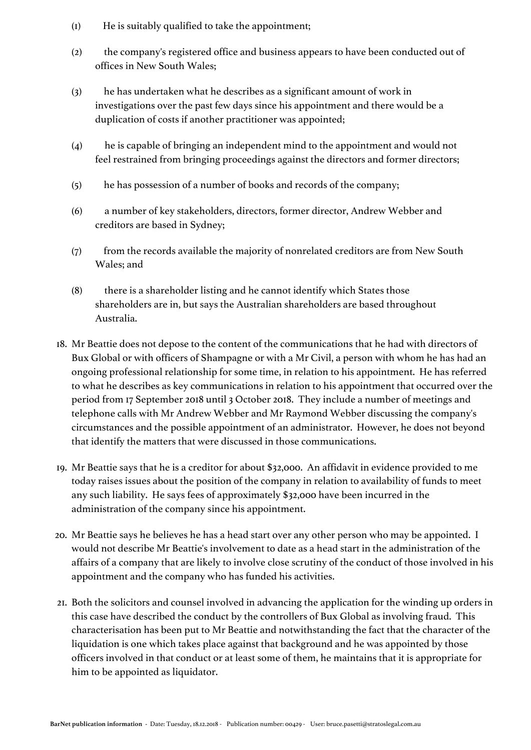(1) He is suitably qualified to take the appointment;

(2) the company's registered office and business appears to have been conducted out of offices in New South Wales;

(3) he has undertaken what he describes as a significant amount of work in investigations over the past few days since his appointment and there would be a duplication of costs if another practitioner was appointed;

(4) he is capable of bringing an independent mind to the appointment and would not feel restrained from bringing proceedings against the directors and former directors;

(5) he has possession of a number of books and records of the company;

(6) a number of key stakeholders, directors, former director, Andrew Webber and creditors are based in Sydney;

(7) from the records available the majority of nonrelated creditors are from New South Wales; and

(8) there is a shareholder listing and he cannot identify which States those shareholders are in, but says the Australian shareholders are based throughout Australia.

18. Mr Beattie does not depose to the content of the communications that he had with directors of Bux Global or with officers of Shampagne or with a Mr Civil, a person with whom he has had an ongoing professional relationship for some time, in relation to his appointment. He has referred to what he describes as key communications in relation to his appointment that occurred over the period from 17 September 2018 until 3 October 2018. They include a number of meetings and telephone calls with Mr Andrew Webber and Mr Raymond Webber discussing the company's circumstances and the possible appointment of an administrator. However, he does not beyond that identify the matters that were discussed in those communications.

19. Mr Beattie says that he is a creditor for about $32,000. An affidavit in evidence provided to me today raises issues about the position of the company in relation to availability of funds to meet any such liability. He says fees of approximately $32,000 have been incurred in the administration of the company since his appointment.

20. Mr Beattie says he believes he has a head start over any other person who may be appointed. I would not describe Mr Beattie's involvement to date as a head start in the administration of the affairs of a company that are likely to involve close scrutiny of the conduct of those involved in his appointment and the company who has funded his activities.

21. Both the solicitors and counsel involved in advancing the application for the winding up orders in this case have described the conduct by the controllers of Bux Global as involving fraud. This characterisation has been put to Mr Beattie and notwithstanding the fact that the character of the liquidation is one which takes place against that background and he was appointed by those officers involved in that conduct or at least some of them, he maintains that it is appropriate for him to be appointed as liquidator.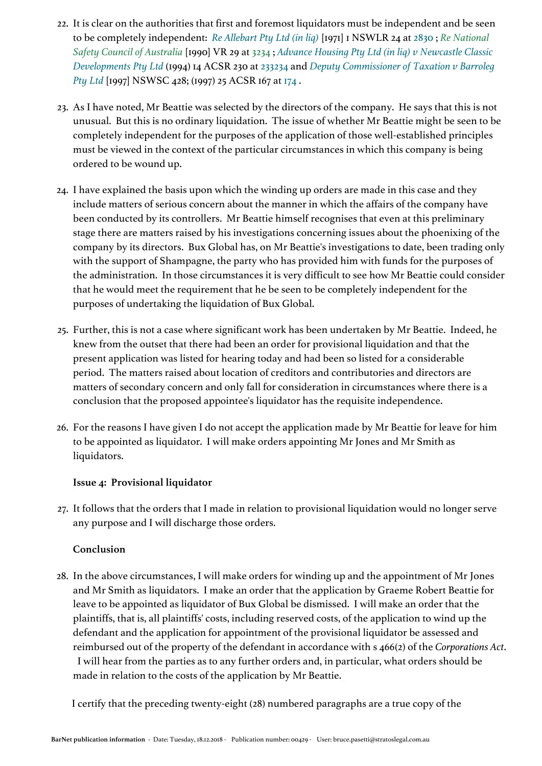22. It is clear on the authorities that first and foremost liquidators must be independent and be seen to be completely independent: *Re Allebart Pty Ltd (in liq)* [1971] 1 NSWLR 24 at 2830 ; *Re National Safety Council of Australia* [1990] VR 29 at 3234 ; *Advance Housing Pty Ltd (in liq) v Newcastle Classic Developments Pty Ltd* (1994) 14 ACSR 230 at 233234 and *Deputy Commissioner of Taxation v Barroleg Pty Ltd* [1997] NSWSC 428; (1997) 25 ACSR 167 at 174 .

23. As I have noted, Mr Beattie was selected by the directors of the company. He says that this is not unusual. But this is no ordinary liquidation. The issue of whether Mr Beattie might be seen to be completely independent for the purposes of the application of those well-established principles must be viewed in the context of the particular circumstances in which this company is being ordered to be wound up.

24. I have explained the basis upon which the winding up orders are made in this case and they include matters of serious concern about the manner in which the affairs of the company have been conducted by its controllers. Mr Beattie himself recognises that even at this preliminary stage there are matters raised by his investigations concerning issues about the phoenixing of the company by its directors. Bux Global has, on Mr Beattie's investigations to date, been trading only with the support of Shampagne, the party who has provided him with funds for the purposes of the administration. In those circumstances it is very difficult to see how Mr Beattie could consider that he would meet the requirement that he be seen to be completely independent for the purposes of undertaking the liquidation of Bux Global.

25. Further, this is not a case where significant work has been undertaken by Mr Beattie. Indeed, he knew from the outset that there had been an order for provisional liquidation and that the present application was listed for hearing today and had been so listed for a considerable period. The matters raised about location of creditors and contributories and directors are matters of secondary concern and only fall for consideration in circumstances where there is a conclusion that the proposed appointee's liquidator has the requisite independence.

26. For the reasons I have given I do not accept the application made by Mr Beattie for leave for him to be appointed as liquidator. I will make orders appointing Mr Jones and Mr Smith as liquidators.

**Issue 4: Provisional liquidator**

27. It follows that the orders that I made in relation to provisional liquidation would no longer serve any purpose and I will discharge those orders.

**Conclusion**

28. In the above circumstances, I will make orders for winding up and the appointment of Mr Jones and Mr Smith as liquidators. I make an order that the application by Graeme Robert Beattie for leave to be appointed as liquidator of Bux Global be dismissed. I will make an order that the plaintiffs, that is, all plaintiffs' costs, including reserved costs, of the application to wind up the defendant and the application for appointment of the provisional liquidator be assessed and reimbursed out of the property of the defendant in accordance with s 466(2) of the *Corporations Act*. I will hear from the parties as to any further orders and, in particular, what orders should be made in relation to the costs of the application by Mr Beattie.

I certify that the preceding twenty-eight (28) numbered paragraphs are a true copy of the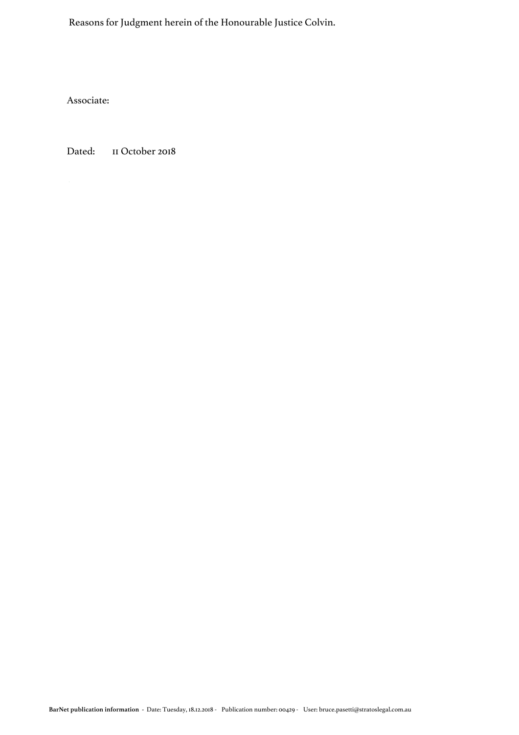Reasons for Judgment herein of the Honourable Justice Colvin.

Associate:

Dated: 11 October 2018